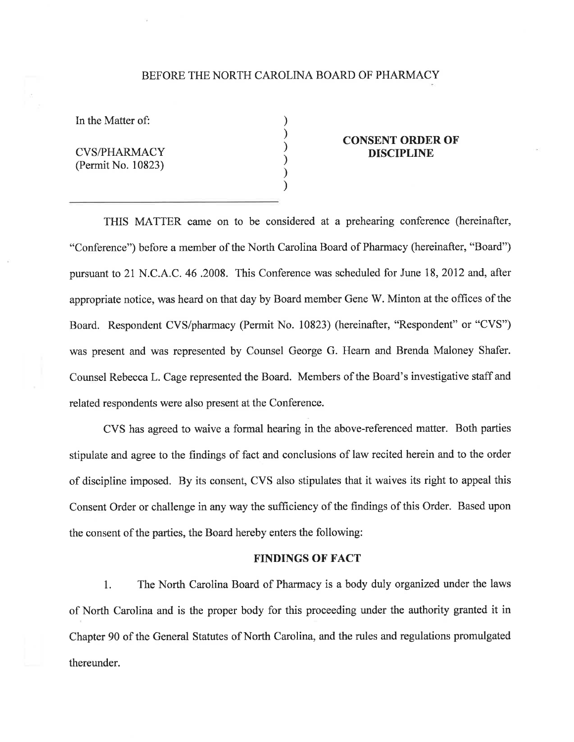BEFORE THE NORTH CAROLINA BOARD OF PHARMACY

In the Matter of:

CVS/PHARMACY
(Permit No. 10823)

**CONSENT ORDER OF DISCIPLINE**

THIS MATTER came on to be considered at a prehearing conference (hereinafter, "Conference") before a member of the North Carolina Board of Pharmacy (hereinafter, "Board") pursuant to 21 N.C.A.C. 46 .2008. This Conference was scheduled for June 18, 2012 and, after appropriate notice, was heard on that day by Board member Gene W. Minton at the offices of the Board. Respondent CVS/pharmacy (Permit No. 10823) (hereinafter, "Respondent" or "CVS") was present and was represented by Counsel George G. Hearn and Brenda Maloney Shafer. Counsel Rebecca L. Cage represented the Board. Members of the Board's investigative staff and related respondents were also present at the Conference.

CVS has agreed to waive a formal hearing in the above-referenced matter. Both parties stipulate and agree to the findings of fact and conclusions of law recited herein and to the order of discipline imposed. By its consent, CVS also stipulates that it waives its right to appeal this Consent Order or challenge in any way the sufficiency of the findings of this Order. Based upon the consent of the parties, the Board hereby enters the following:

## FINDINGS OF FACT

1. The North Carolina Board of Pharmacy is a body duly organized under the laws of North Carolina and is the proper body for this proceeding under the authority granted it in Chapter 90 of the General Statutes of North Carolina, and the rules and regulations promulgated thereunder.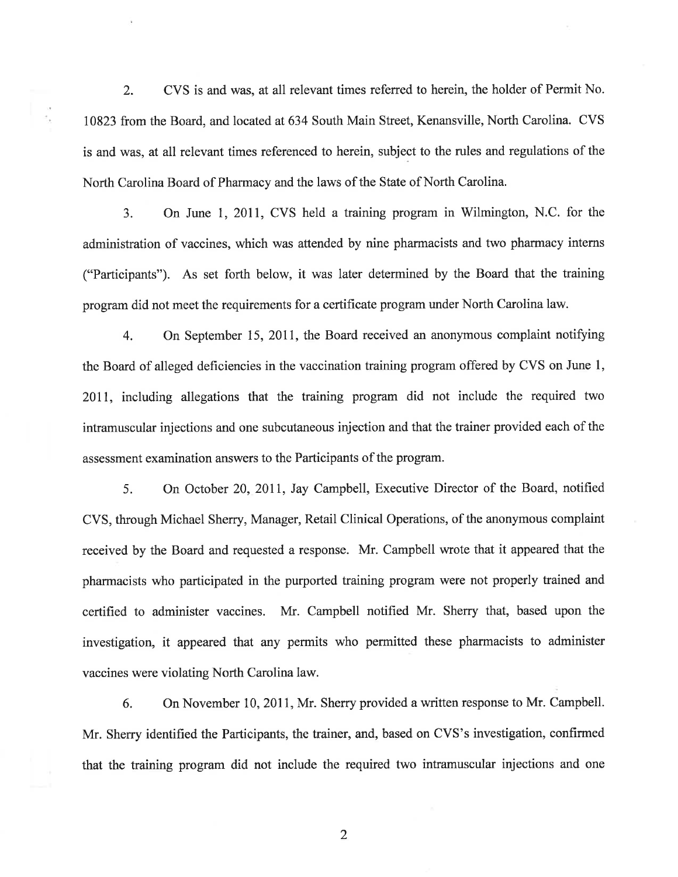2. CVS is and was, at all relevant times referred to herein, the holder of Permit No. 10823 from the Board, and located at 634 South Main Street, Kenansville, North Carolina. CVS is and was, at all relevant times referenced to herein, subject to the rules and regulations of the North Carolina Board of Pharmacy and the laws of the State of North Carolina.

3. On June 1, 2011, CVS held a training program in Wilmington, N.C. for the administration of vaccines, which was attended by nine pharmacists and two pharmacy interns ("Participants"). As set forth below, it was later determined by the Board that the training program did not meet the requirements for a certificate program under North Carolina law.

4. On September 15, 2011, the Board received an anonymous complaint notifying the Board of alleged deficiencies in the vaccination training program offered by CVS on June 1, 2011, including allegations that the training program did not include the required two intramuscular injections and one subcutaneous injection and that the trainer provided each of the assessment examination answers to the Participants of the program.

5. On October 20, 2011, Jay Campbell, Executive Director of the Board, notified CVS, through Michael Sherry, Manager, Retail Clinical Operations, of the anonymous complaint received by the Board and requested a response. Mr. Campbell wrote that it appeared that the pharmacists who participated in the purported training program were not properly trained and certified to administer vaccines. Mr. Campbell notified Mr. Sherry that, based upon the investigation, it appeared that any permits who permitted these pharmacists to administer vaccines were violating North Carolina law.

6. On November 10, 2011, Mr. Sherry provided a written response to Mr. Campbell. Mr. Sherry identified the Participants, the trainer, and, based on CVS's investigation, confirmed that the training program did not include the required two intramuscular injections and one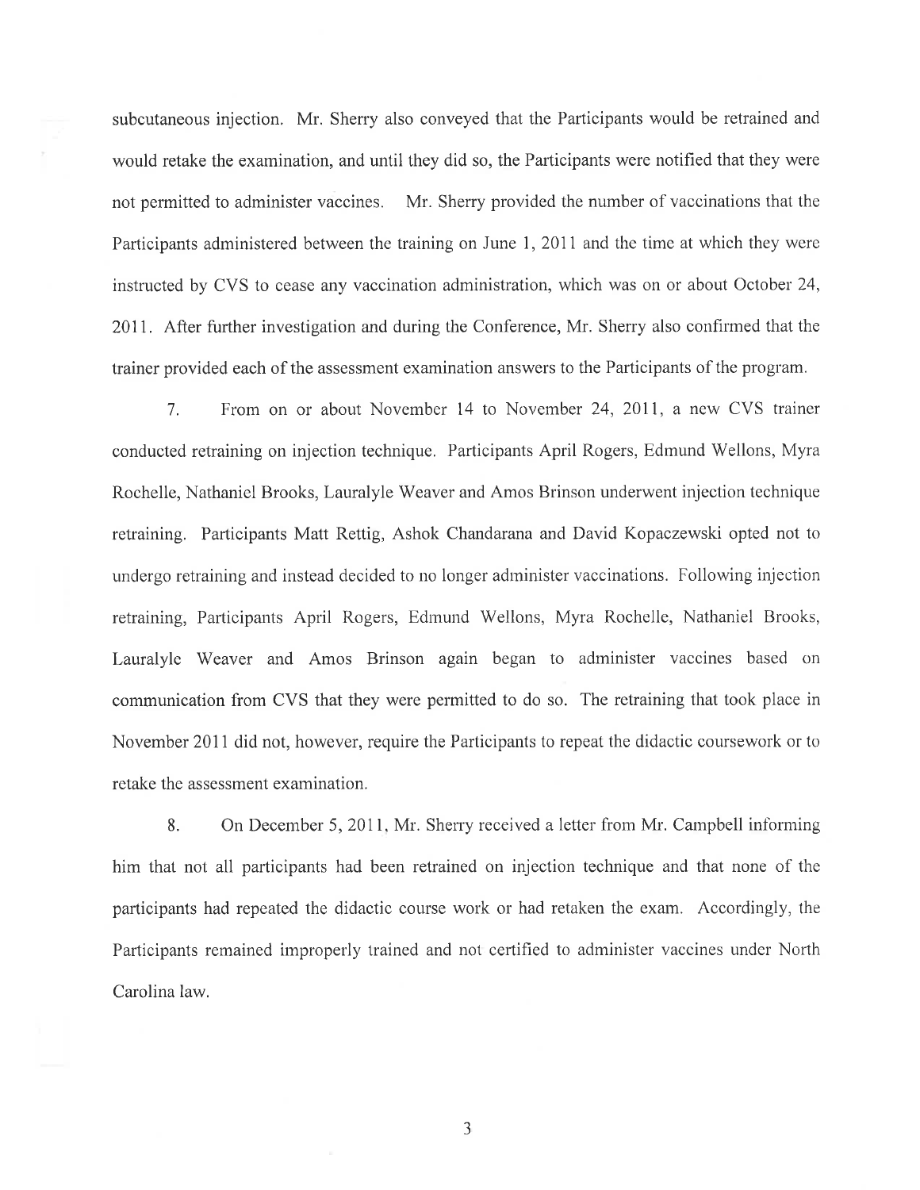subcutaneous injection. Mr. Sherry also conveyed that the Participants would be retrained and would retake the examination, and until they did so, the Participants were notified that they were not permitted to administer vaccines. Mr. Sherry provided the number of vaccinations that the Participants administered between the training on June 1, 2011 and the time at which they were instructed by CVS to cease any vaccination administration, which was on or about October 24, 2011. After further investigation and during the Conference, Mr. Sherry also confirmed that the trainer provided each of the assessment examination answers to the Participants of the program.

7. From on or about November 14 to November 24, 2011, a new CVS trainer conducted retraining on injection technique. Participants April Rogers, Edmund Wellons, Myra Rochelle, Nathaniel Brooks, Lauralyle Weaver and Amos Brinson underwent injection technique retraining. Participants Matt Rettig, Ashok Chandarana and David Kopaczewski opted not to undergo retraining and instead decided to no longer administer vaccinations. Following injection retraining, Participants April Rogers, Edmund Wellons, Myra Rochelle, Nathaniel Brooks, Lauralyle Weaver and Amos Brinson again began to administer vaccines based on communication from CVS that they were permitted to do so. The retraining that took place in November 2011 did not, however, require the Participants to repeat the didactic coursework or to retake the assessment examination.

8. On December 5, 2011, Mr. Sherry received a letter from Mr. Campbell informing him that not all participants had been retrained on injection technique and that none of the participants had repeated the didactic course work or had retaken the exam. Accordingly, the Participants remained improperly trained and not certified to administer vaccines under North Carolina law.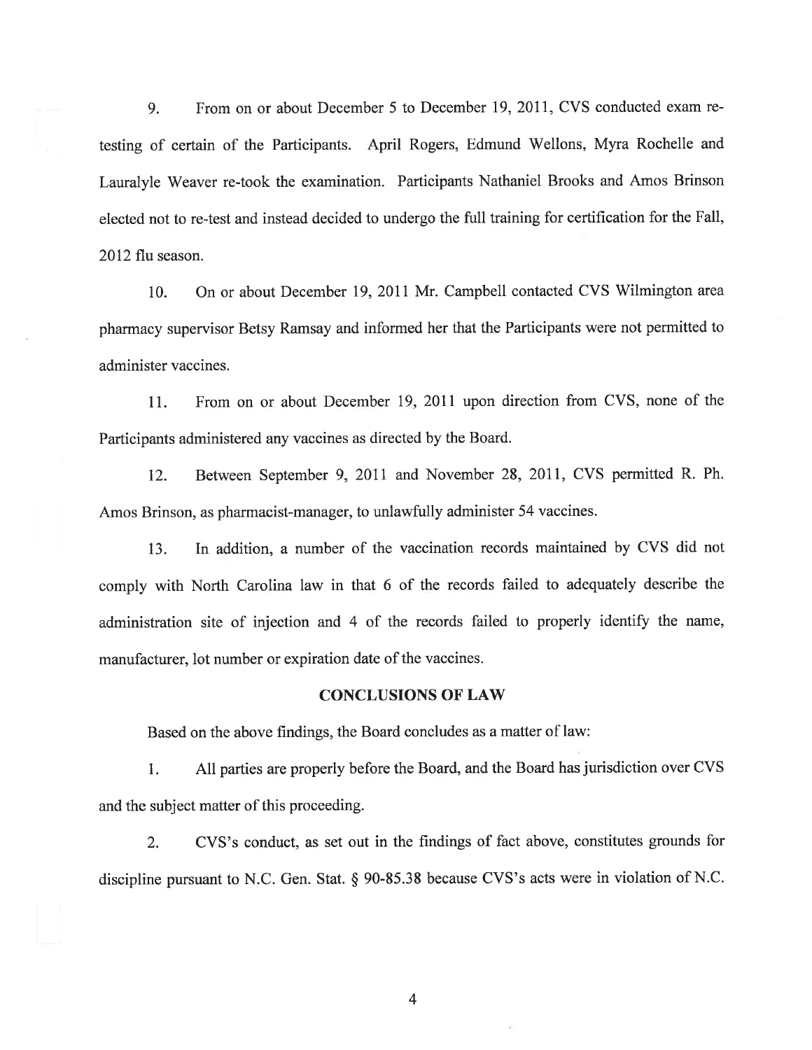9. From on or about December 5 to December 19, 2011, CVS conducted exam re-testing of certain of the Participants. April Rogers, Edmund Wellons, Myra Rochelle and Lauralyle Weaver re-took the examination. Participants Nathaniel Brooks and Amos Brinson elected not to re-test and instead decided to undergo the full training for certification for the Fall, 2012 flu season.

10. On or about December 19, 2011 Mr. Campbell contacted CVS Wilmington area pharmacy supervisor Betsy Ramsay and informed her that the Participants were not permitted to administer vaccines.

11. From on or about December 19, 2011 upon direction from CVS, none of the Participants administered any vaccines as directed by the Board.

12. Between September 9, 2011 and November 28, 2011, CVS permitted R. Ph. Amos Brinson, as pharmacist-manager, to unlawfully administer 54 vaccines.

13. In addition, a number of the vaccination records maintained by CVS did not comply with North Carolina law in that 6 of the records failed to adequately describe the administration site of injection and 4 of the records failed to properly identify the name, manufacturer, lot number or expiration date of the vaccines.

## CONCLUSIONS OF LAW

Based on the above findings, the Board concludes as a matter of law:

1. All parties are properly before the Board, and the Board has jurisdiction over CVS and the subject matter of this proceeding.

2. CVS's conduct, as set out in the findings of fact above, constitutes grounds for discipline pursuant to N.C. Gen. Stat. § 90-85.38 because CVS's acts were in violation of N.C.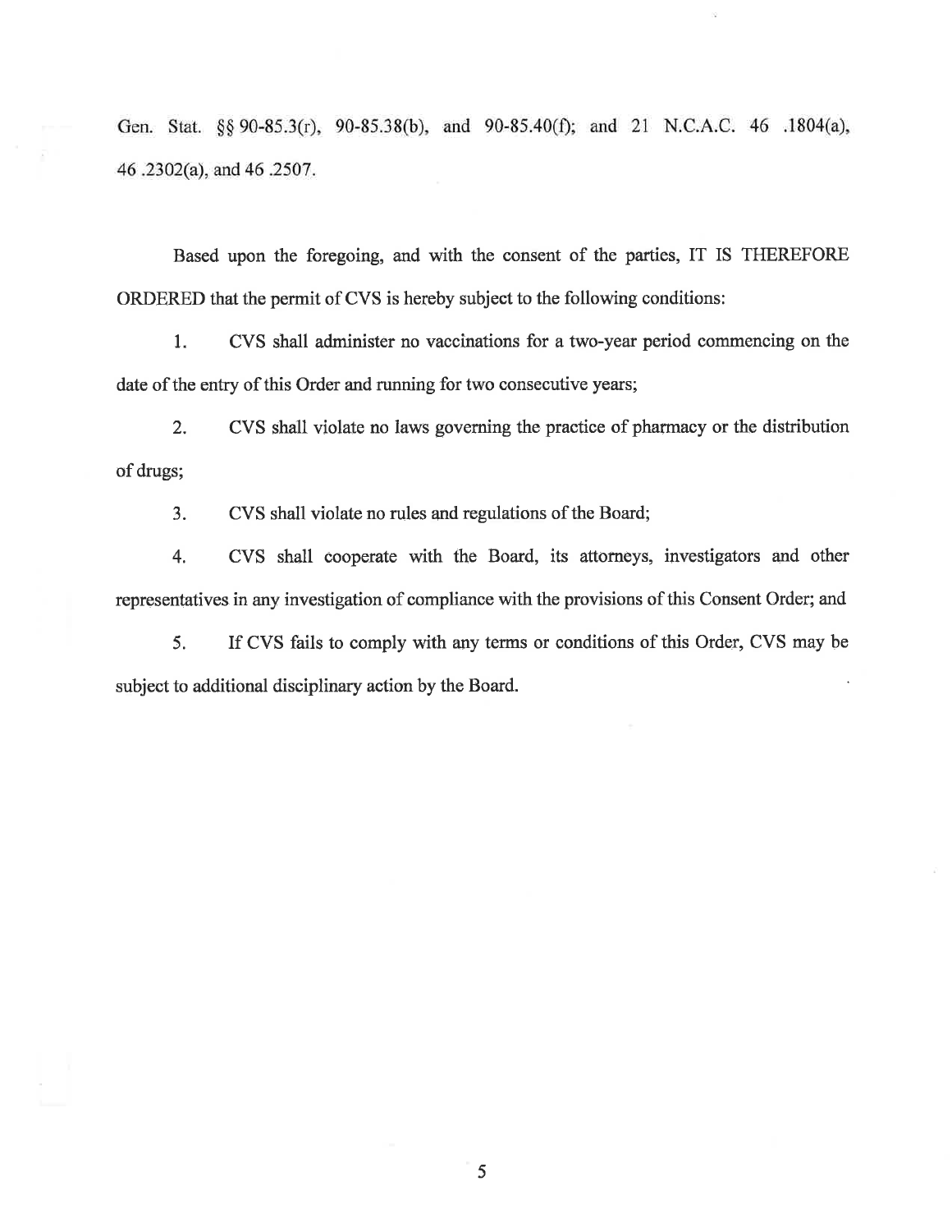Gen. Stat. §§ 90-85.3(r), 90-85.38(b), and 90-85.40(f); and 21 N.C.A.C. 46 .1804(a), 46 .2302(a), and 46 .2507.

Based upon the foregoing, and with the consent of the parties, IT IS THEREFORE ORDERED that the permit of CVS is hereby subject to the following conditions:

1. CVS shall administer no vaccinations for a two-year period commencing on the date of the entry of this Order and running for two consecutive years;

2. CVS shall violate no laws governing the practice of pharmacy or the distribution of drugs;

3. CVS shall violate no rules and regulations of the Board;

4. CVS shall cooperate with the Board, its attorneys, investigators and other representatives in any investigation of compliance with the provisions of this Consent Order; and

5. If CVS fails to comply with any terms or conditions of this Order, CVS may be subject to additional disciplinary action by the Board.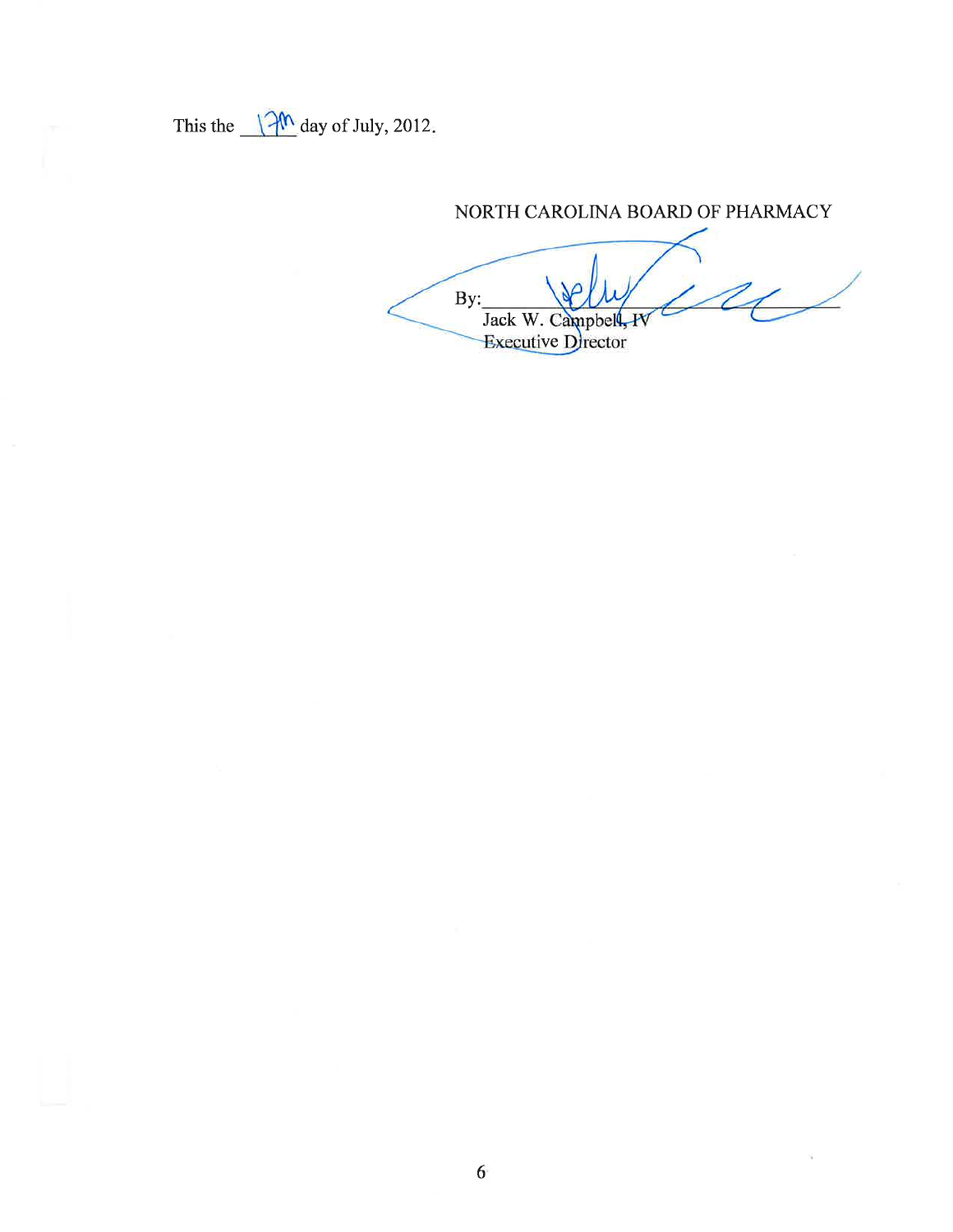This the \_\_17th\_\_ day of July, 2012.

NORTH CAROLINA BOARD OF PHARMACY

By:\_\_\_\_\_\_\_\_\_\_\_\_\_\_\_\_\_\_\_\_\_\_\_\_\_\_\_\_\_\_
Jack W. Campbell, IV
Executive Director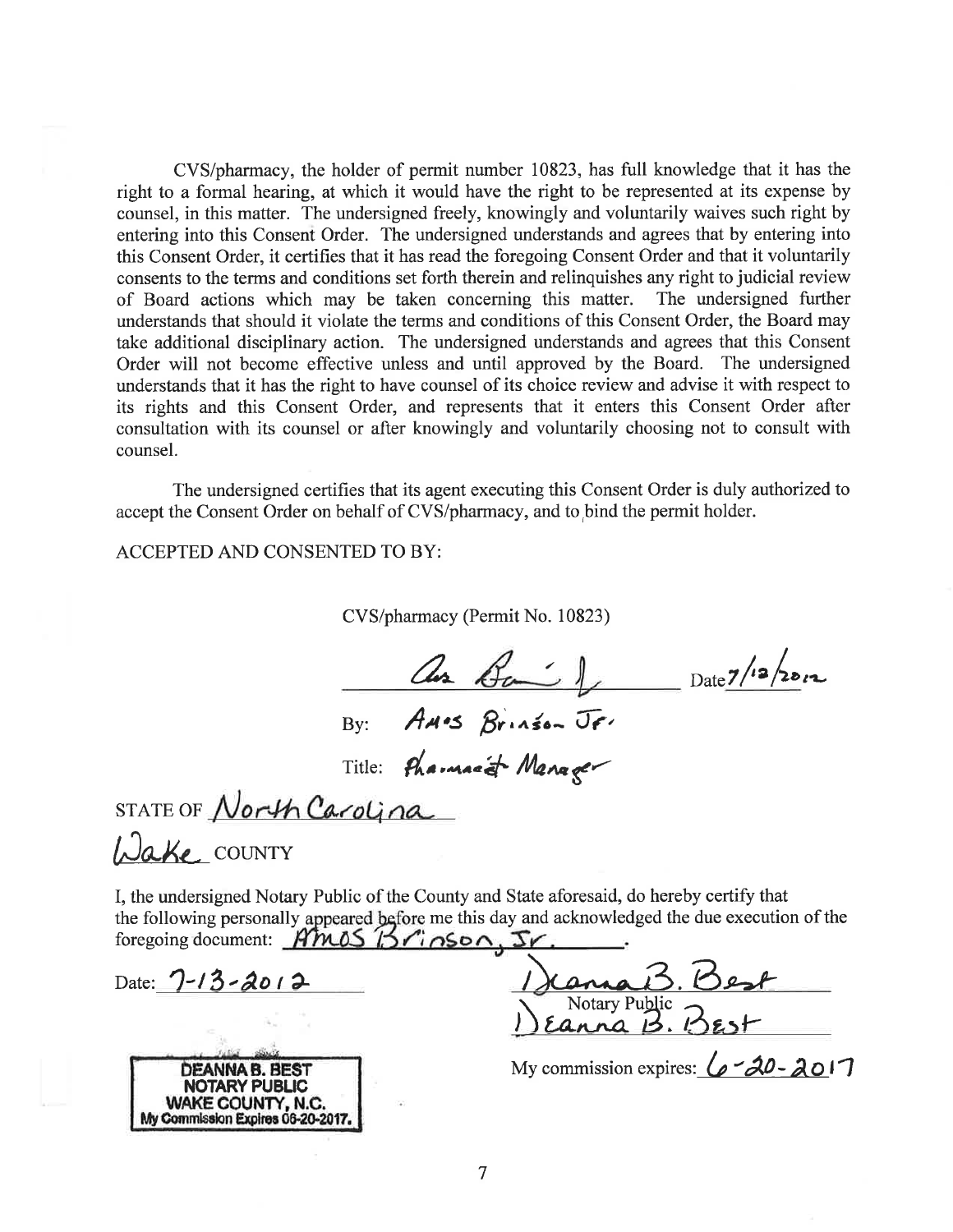CVS/pharmacy, the holder of permit number 10823, has full knowledge that it has the right to a formal hearing, at which it would have the right to be represented at its expense by counsel, in this matter. The undersigned freely, knowingly and voluntarily waives such right by entering into this Consent Order. The undersigned understands and agrees that by entering into this Consent Order, it certifies that it has read the foregoing Consent Order and that it voluntarily consents to the terms and conditions set forth therein and relinquishes any right to judicial review of Board actions which may be taken concerning this matter. The undersigned further understands that should it violate the terms and conditions of this Consent Order, the Board may take additional disciplinary action. The undersigned understands and agrees that this Consent Order will not become effective unless and until approved by the Board. The undersigned understands that it has the right to have counsel of its choice review and advise it with respect to its rights and this Consent Order, and represents that it enters this Consent Order after consultation with its counsel or after knowingly and voluntarily choosing not to consult with counsel.

The undersigned certifies that its agent executing this Consent Order is duly authorized to accept the Consent Order on behalf of CVS/pharmacy, and to bind the permit holder.

ACCEPTED AND CONSENTED TO BY:

CVS/pharmacy (Permit No. 10823)

_[signature]_ Date 7/12/2012

By: Amos Brinson Jr.

Title: Pharmacist Manager

STATE OF North Carolina

Wake COUNTY

I, the undersigned Notary Public of the County and State aforesaid, do hereby certify that the following personally appeared before me this day and acknowledged the due execution of the foregoing document: Amos Brinson, Jr.

Date: 7-13-2012

Deanna B. Best
Notary Public
Deanna B. Best

My commission expires: 6-20-2017

DEANNA B. BEST
NOTARY PUBLIC
WAKE COUNTY, N.C.
My Commission Expires 06-20-2017.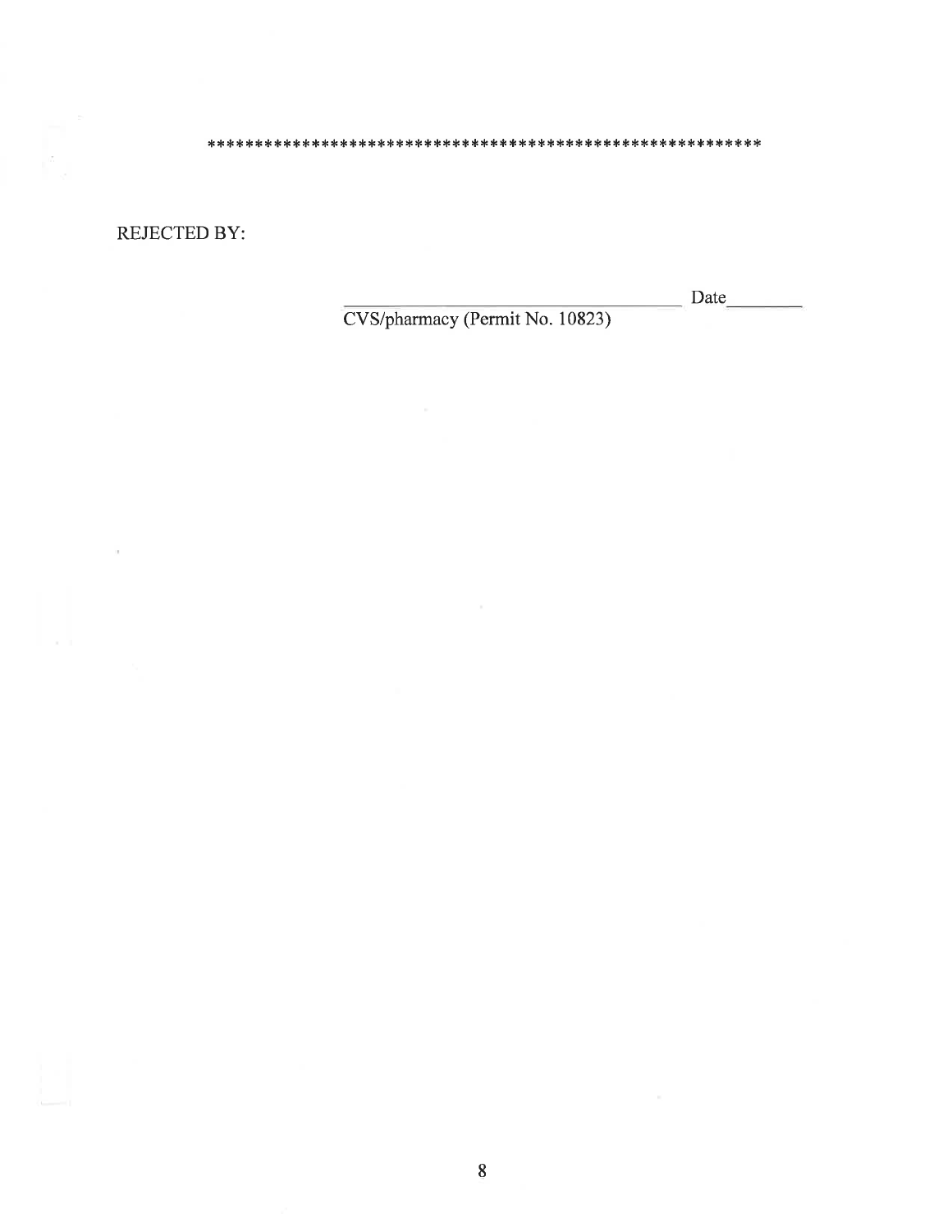************************************************************

REJECTED BY:

\_\_\_\_\_\_\_\_\_\_\_\_\_\_\_\_\_\_\_\_\_\_\_\_\_\_\_\_\_\_\_\_\_\_\_\_ Date\_\_\_\_\_\_\_\_
CVS/pharmacy (Permit No. 10823)